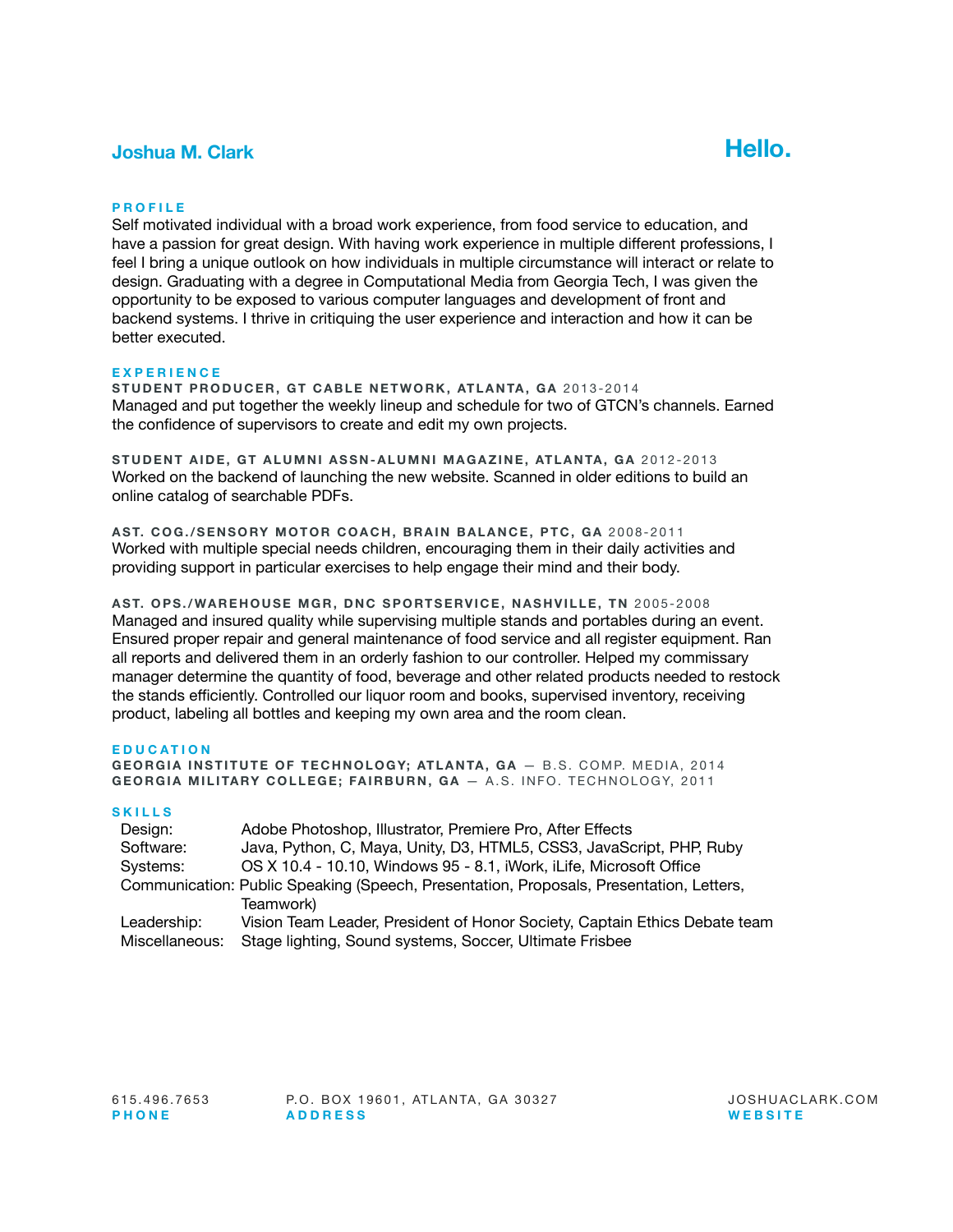# Joshua M. Clark

**Hello.**

## PROFILE

Self motivated individual with a broad work experience, from food service to education, and have a passion for great design. With having work experience in multiple different professions, I feel I bring a unique outlook on how individuals in multiple circumstance will interact or relate to design. Graduating with a degree in Computational Media from Georgia Tech, I was given the opportunity to be exposed to various computer languages and development of front and backend systems. I thrive in critiquing the user experience and interaction and how it can be better executed.

## EXPERIENCE

**STUDENT PRODUCER, GT CABLE NETWORK, ATLANTA, GA** 2013-2014
Managed and put together the weekly lineup and schedule for two of GTCN's channels. Earned the confidence of supervisors to create and edit my own projects.

**STUDENT AIDE, GT ALUMNI ASSN-ALUMNI MAGAZINE, ATLANTA, GA** 2012-2013
Worked on the backend of launching the new website. Scanned in older editions to build an online catalog of searchable PDFs.

**AST. COG./SENSORY MOTOR COACH, BRAIN BALANCE, PTC, GA** 2008-2011
Worked with multiple special needs children, encouraging them in their daily activities and providing support in particular exercises to help engage their mind and their body.

**AST. OPS./WAREHOUSE MGR, DNC SPORTSERVICE, NASHVILLE, TN** 2005-2008
Managed and insured quality while supervising multiple stands and portables during an event. Ensured proper repair and general maintenance of food service and all register equipment. Ran all reports and delivered them in an orderly fashion to our controller. Helped my commissary manager determine the quantity of food, beverage and other related products needed to restock the stands efficiently. Controlled our liquor room and books, supervised inventory, receiving product, labeling all bottles and keeping my own area and the room clean.

## EDUCATION

**GEORGIA INSTITUTE OF TECHNOLOGY; ATLANTA, GA** — B.S. COMP. MEDIA, 2014
**GEORGIA MILITARY COLLEGE; FAIRBURN, GA** — A.S. INFO. TECHNOLOGY, 2011

## SKILLS

| | |
|---|---|
| Design: | Adobe Photoshop, Illustrator, Premiere Pro, After Effects |
| Software: | Java, Python, C, Maya, Unity, D3, HTML5, CSS3, JavaScript, PHP, Ruby |
| Systems: | OS X 10.4 - 10.10, Windows 95 - 8.1, iWork, iLife, Microsoft Office |
| Communication: | Public Speaking (Speech, Presentation, Proposals, Presentation, Letters, Teamwork) |
| Leadership: | Vision Team Leader, President of Honor Society, Captain Ethics Debate team |
| Miscellaneous: | Stage lighting, Sound systems, Soccer, Ultimate Frisbee |

615.496.7653
**PHONE**

P.O. BOX 19601, ATLANTA, GA 30327
**ADDRESS**

JOSHUACLARK.COM
**WEBSITE**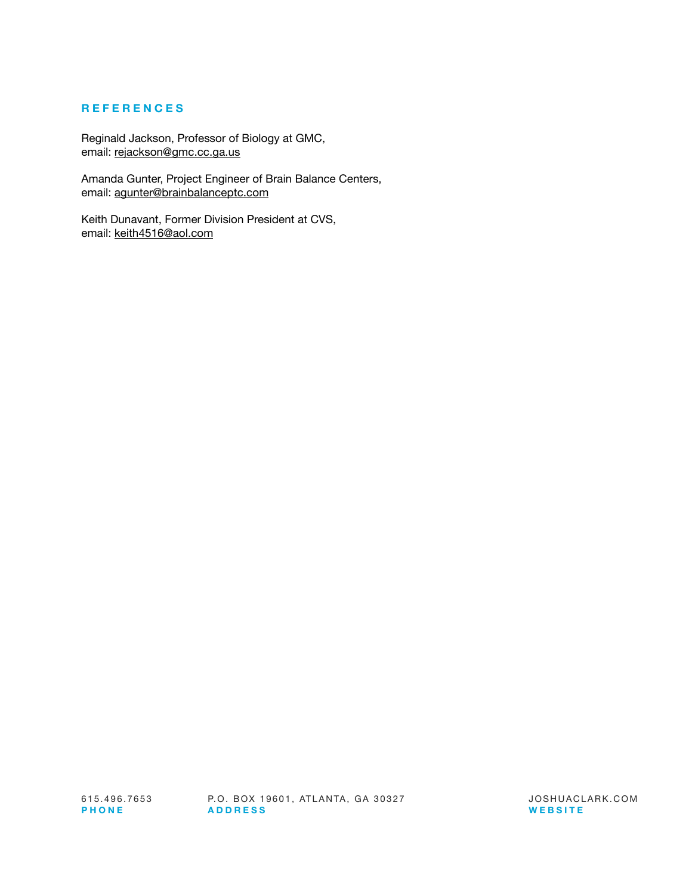## REFERENCES

Reginald Jackson, Professor of Biology at GMC,
email: rejackson@gmc.cc.ga.us

Amanda Gunter, Project Engineer of Brain Balance Centers,
email: agunter@brainbalanceptc.com

Keith Dunavant, Former Division President at CVS,
email: keith4516@aol.com

615.496.7653
**PHONE**

P.O. BOX 19601, ATLANTA, GA 30327
**ADDRESS**

JOSHUACLARK.COM
**WEBSITE**